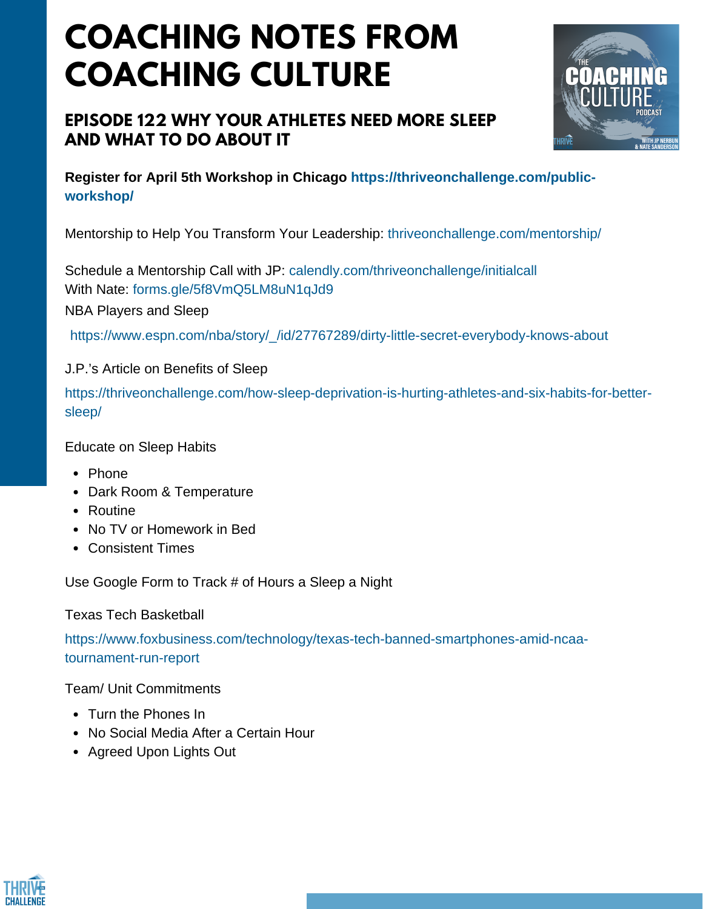# COACHING NOTES FROM COACHING CULTURE

## EPISODE 122 WHY YOUR ATHLETES NEED MORE SLEEP AND WHAT TO DO ABOUT IT

**Register for April 5th Workshop in Chicago https://thriveonchallenge.com/public-workshop/**

Mentorship to Help You Transform Your Leadership: thriveonchallenge.com/mentorship/

Schedule a Mentorship Call with JP: calendly.com/thriveonchallenge/initialcall
With Nate: forms.gle/5f8VmQ5LM8uN1qJd9

NBA Players and Sleep

https://www.espn.com/nba/story/_/id/27767289/dirty-little-secret-everybody-knows-about

J.P.'s Article on Benefits of Sleep

https://thriveonchallenge.com/how-sleep-deprivation-is-hurting-athletes-and-six-habits-for-better-sleep/

Educate on Sleep Habits

- Phone
- Dark Room & Temperature
- Routine
- No TV or Homework in Bed
- Consistent Times

Use Google Form to Track # of Hours a Sleep a Night

Texas Tech Basketball

https://www.foxbusiness.com/technology/texas-tech-banned-smartphones-amid-ncaa-tournament-run-report

Team/ Unit Commitments

- Turn the Phones In
- No Social Media After a Certain Hour
- Agreed Upon Lights Out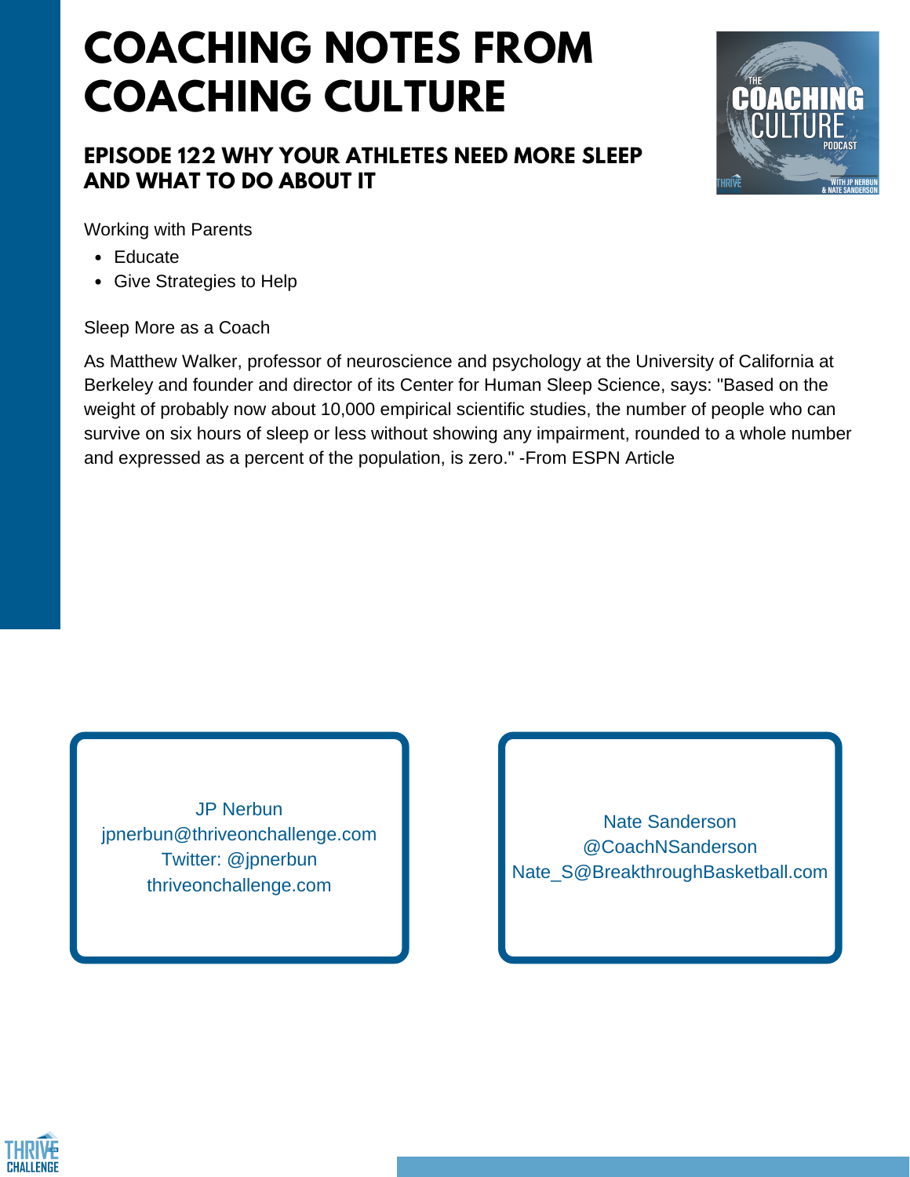# COACHING NOTES FROM COACHING CULTURE

## EPISODE 122 WHY YOUR ATHLETES NEED MORE SLEEP AND WHAT TO DO ABOUT IT

Working with Parents

- Educate
- Give Strategies to Help

Sleep More as a Coach

As Matthew Walker, professor of neuroscience and psychology at the University of California at Berkeley and founder and director of its Center for Human Sleep Science, says: "Based on the weight of probably now about 10,000 empirical scientific studies, the number of people who can survive on six hours of sleep or less without showing any impairment, rounded to a whole number and expressed as a percent of the population, is zero." -From ESPN Article

JP Nerbun
jpnerbun@thriveonchallenge.com
Twitter: @jpnerbun
thriveonchallenge.com

Nate Sanderson
@CoachNSanderson
Nate_S@BreakthroughBasketball.com